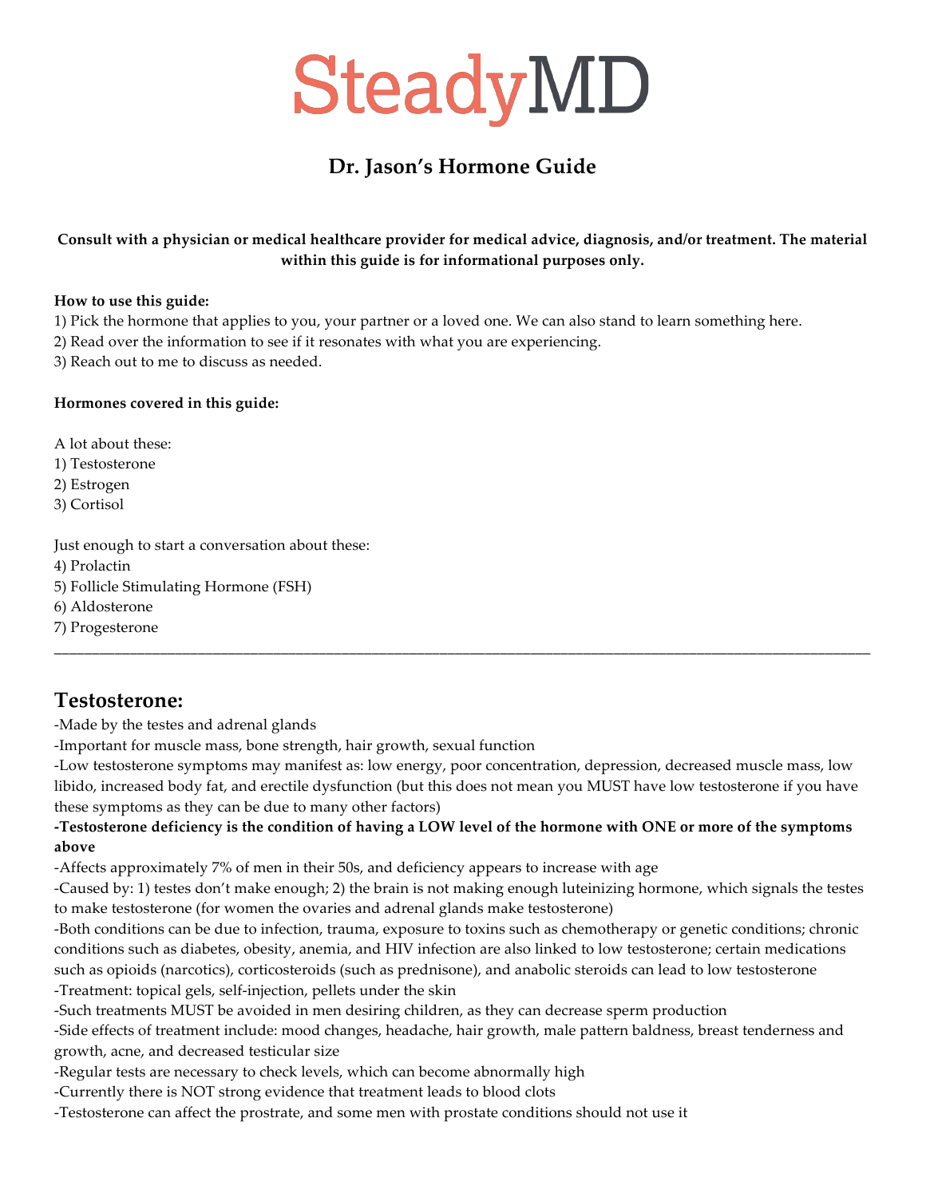# SteadyMD

## Dr. Jason's Hormone Guide

**Consult with a physician or medical healthcare provider for medical advice, diagnosis, and/or treatment. The material within this guide is for informational purposes only.**

**How to use this guide:**

1) Pick the hormone that applies to you, your partner or a loved one. We can also stand to learn something here.
2) Read over the information to see if it resonates with what you are experiencing.
3) Reach out to me to discuss as needed.

**Hormones covered in this guide:**

A lot about these:

1) Testosterone
2) Estrogen
3) Cortisol

Just enough to start a conversation about these:

4) Prolactin
5) Follicle Stimulating Hormone (FSH)
6) Aldosterone
7) Progesterone

---

## Testosterone:

-Made by the testes and adrenal glands

-Important for muscle mass, bone strength, hair growth, sexual function

-Low testosterone symptoms may manifest as: low energy, poor concentration, depression, decreased muscle mass, low libido, increased body fat, and erectile dysfunction (but this does not mean you MUST have low testosterone if you have these symptoms as they can be due to many other factors)

**-Testosterone deficiency is the condition of having a LOW level of the hormone with ONE or more of the symptoms above**

-Affects approximately 7% of men in their 50s, and deficiency appears to increase with age

-Caused by: 1) testes don't make enough; 2) the brain is not making enough luteinizing hormone, which signals the testes to make testosterone (for women the ovaries and adrenal glands make testosterone)

-Both conditions can be due to infection, trauma, exposure to toxins such as chemotherapy or genetic conditions; chronic conditions such as diabetes, obesity, anemia, and HIV infection are also linked to low testosterone; certain medications such as opioids (narcotics), corticosteroids (such as prednisone), and anabolic steroids can lead to low testosterone

-Treatment: topical gels, self-injection, pellets under the skin

-Such treatments MUST be avoided in men desiring children, as they can decrease sperm production

-Side effects of treatment include: mood changes, headache, hair growth, male pattern baldness, breast tenderness and growth, acne, and decreased testicular size

-Regular tests are necessary to check levels, which can become abnormally high

-Currently there is NOT strong evidence that treatment leads to blood clots

-Testosterone can affect the prostrate, and some men with prostate conditions should not use it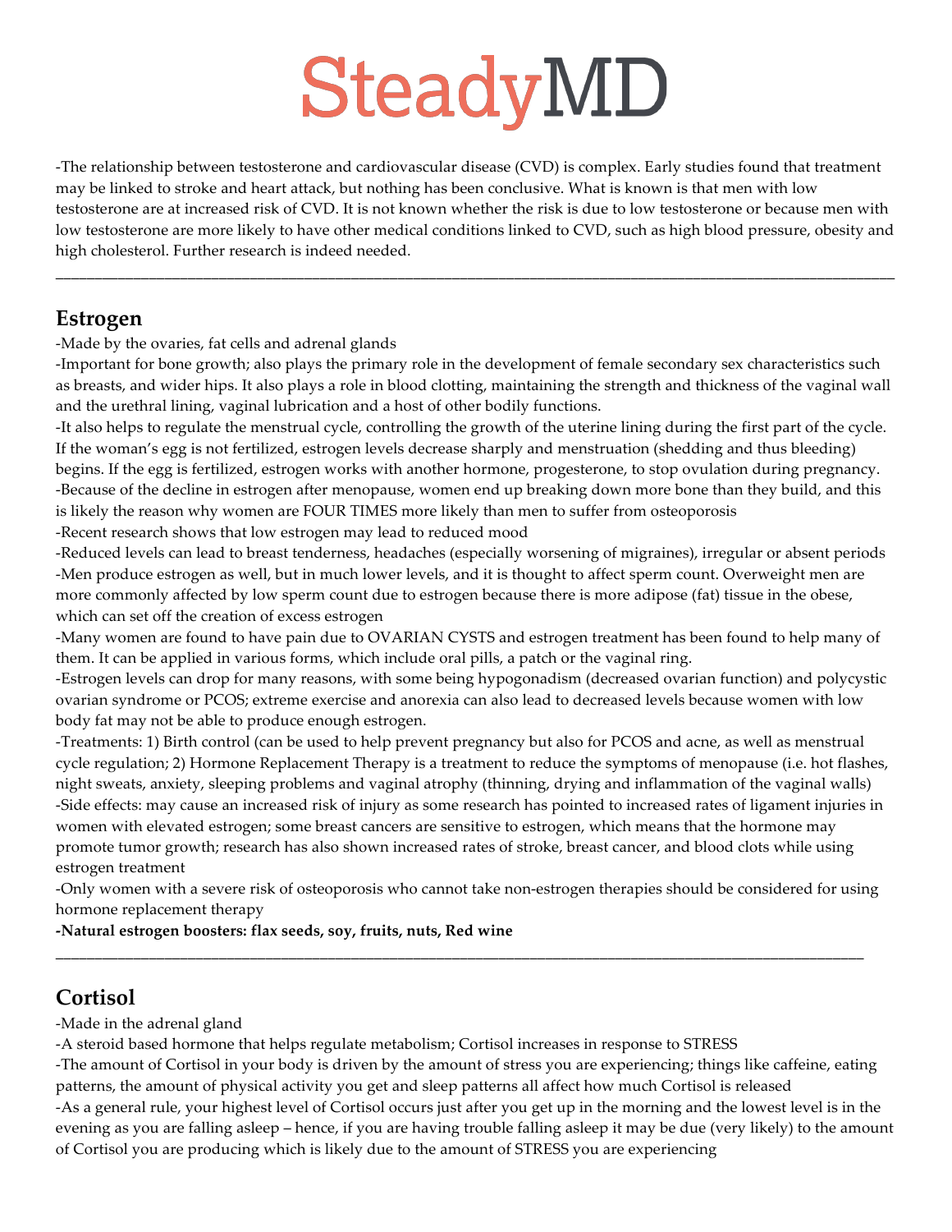-The relationship between testosterone and cardiovascular disease (CVD) is complex. Early studies found that treatment may be linked to stroke and heart attack, but nothing has been conclusive. What is known is that men with low testosterone are at increased risk of CVD. It is not known whether the risk is due to low testosterone or because men with low testosterone are more likely to have other medical conditions linked to CVD, such as high blood pressure, obesity and high cholesterol. Further research is indeed needed.

---

## Estrogen

-Made by the ovaries, fat cells and adrenal glands

-Important for bone growth; also plays the primary role in the development of female secondary sex characteristics such as breasts, and wider hips. It also plays a role in blood clotting, maintaining the strength and thickness of the vaginal wall and the urethral lining, vaginal lubrication and a host of other bodily functions.

-It also helps to regulate the menstrual cycle, controlling the growth of the uterine lining during the first part of the cycle. If the woman's egg is not fertilized, estrogen levels decrease sharply and menstruation (shedding and thus bleeding) begins. If the egg is fertilized, estrogen works with another hormone, progesterone, to stop ovulation during pregnancy.

-Because of the decline in estrogen after menopause, women end up breaking down more bone than they build, and this is likely the reason why women are FOUR TIMES more likely than men to suffer from osteoporosis

-Recent research shows that low estrogen may lead to reduced mood

-Reduced levels can lead to breast tenderness, headaches (especially worsening of migraines), irregular or absent periods

-Men produce estrogen as well, but in much lower levels, and it is thought to affect sperm count. Overweight men are more commonly affected by low sperm count due to estrogen because there is more adipose (fat) tissue in the obese, which can set off the creation of excess estrogen

-Many women are found to have pain due to OVARIAN CYSTS and estrogen treatment has been found to help many of them. It can be applied in various forms, which include oral pills, a patch or the vaginal ring.

-Estrogen levels can drop for many reasons, with some being hypogonadism (decreased ovarian function) and polycystic ovarian syndrome or PCOS; extreme exercise and anorexia can also lead to decreased levels because women with low body fat may not be able to produce enough estrogen.

-Treatments: 1) Birth control (can be used to help prevent pregnancy but also for PCOS and acne, as well as menstrual cycle regulation; 2) Hormone Replacement Therapy is a treatment to reduce the symptoms of menopause (i.e. hot flashes, night sweats, anxiety, sleeping problems and vaginal atrophy (thinning, drying and inflammation of the vaginal walls)

-Side effects: may cause an increased risk of injury as some research has pointed to increased rates of ligament injuries in women with elevated estrogen; some breast cancers are sensitive to estrogen, which means that the hormone may promote tumor growth; research has also shown increased rates of stroke, breast cancer, and blood clots while using estrogen treatment

-Only women with a severe risk of osteoporosis who cannot take non-estrogen therapies should be considered for using hormone replacement therapy

**-Natural estrogen boosters: flax seeds, soy, fruits, nuts, Red wine**

---

## Cortisol

-Made in the adrenal gland

-A steroid based hormone that helps regulate metabolism; Cortisol increases in response to STRESS

-The amount of Cortisol in your body is driven by the amount of stress you are experiencing; things like caffeine, eating patterns, the amount of physical activity you get and sleep patterns all affect how much Cortisol is released

-As a general rule, your highest level of Cortisol occurs just after you get up in the morning and the lowest level is in the evening as you are falling asleep – hence, if you are having trouble falling asleep it may be due (very likely) to the amount of Cortisol you are producing which is likely due to the amount of STRESS you are experiencing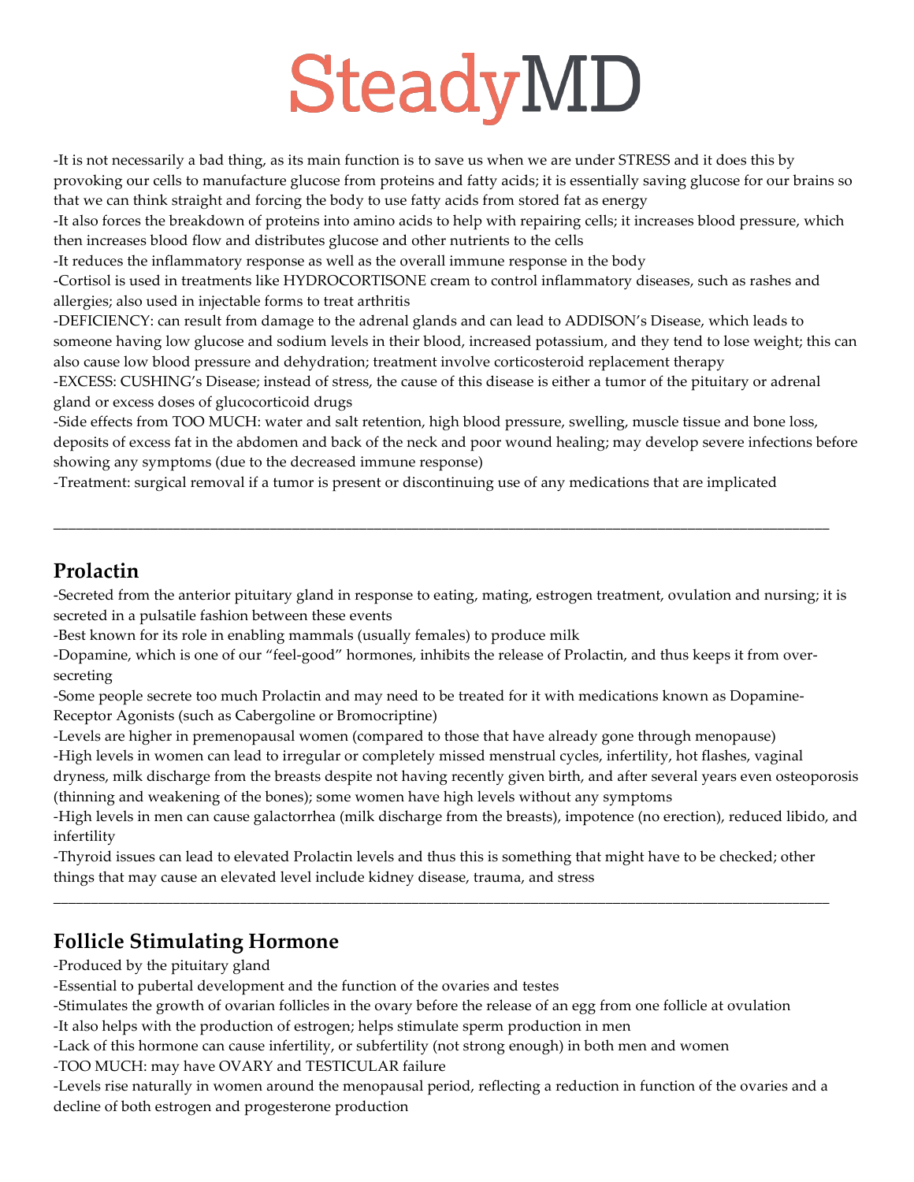-It is not necessarily a bad thing, as its main function is to save us when we are under STRESS and it does this by provoking our cells to manufacture glucose from proteins and fatty acids; it is essentially saving glucose for our brains so that we can think straight and forcing the body to use fatty acids from stored fat as energy

-It also forces the breakdown of proteins into amino acids to help with repairing cells; it increases blood pressure, which then increases blood flow and distributes glucose and other nutrients to the cells

-It reduces the inflammatory response as well as the overall immune response in the body

-Cortisol is used in treatments like HYDROCORTISONE cream to control inflammatory diseases, such as rashes and allergies; also used in injectable forms to treat arthritis

-DEFICIENCY: can result from damage to the adrenal glands and can lead to ADDISON's Disease, which leads to someone having low glucose and sodium levels in their blood, increased potassium, and they tend to lose weight; this can also cause low blood pressure and dehydration; treatment involve corticosteroid replacement therapy

-EXCESS: CUSHING's Disease; instead of stress, the cause of this disease is either a tumor of the pituitary or adrenal gland or excess doses of glucocorticoid drugs

-Side effects from TOO MUCH: water and salt retention, high blood pressure, swelling, muscle tissue and bone loss, deposits of excess fat in the abdomen and back of the neck and poor wound healing; may develop severe infections before showing any symptoms (due to the decreased immune response)

-Treatment: surgical removal if a tumor is present or discontinuing use of any medications that are implicated

---

## Prolactin

-Secreted from the anterior pituitary gland in response to eating, mating, estrogen treatment, ovulation and nursing; it is secreted in a pulsatile fashion between these events

-Best known for its role in enabling mammals (usually females) to produce milk

-Dopamine, which is one of our "feel-good" hormones, inhibits the release of Prolactin, and thus keeps it from over-secreting

-Some people secrete too much Prolactin and may need to be treated for it with medications known as Dopamine-Receptor Agonists (such as Cabergoline or Bromocriptine)

-Levels are higher in premenopausal women (compared to those that have already gone through menopause)

-High levels in women can lead to irregular or completely missed menstrual cycles, infertility, hot flashes, vaginal dryness, milk discharge from the breasts despite not having recently given birth, and after several years even osteoporosis (thinning and weakening of the bones); some women have high levels without any symptoms

-High levels in men can cause galactorrhea (milk discharge from the breasts), impotence (no erection), reduced libido, and infertility

-Thyroid issues can lead to elevated Prolactin levels and thus this is something that might have to be checked; other things that may cause an elevated level include kidney disease, trauma, and stress

---

## Follicle Stimulating Hormone

-Produced by the pituitary gland

-Essential to pubertal development and the function of the ovaries and testes

-Stimulates the growth of ovarian follicles in the ovary before the release of an egg from one follicle at ovulation

-It also helps with the production of estrogen; helps stimulate sperm production in men

-Lack of this hormone can cause infertility, or subfertility (not strong enough) in both men and women

-TOO MUCH: may have OVARY and TESTICULAR failure

-Levels rise naturally in women around the menopausal period, reflecting a reduction in function of the ovaries and a decline of both estrogen and progesterone production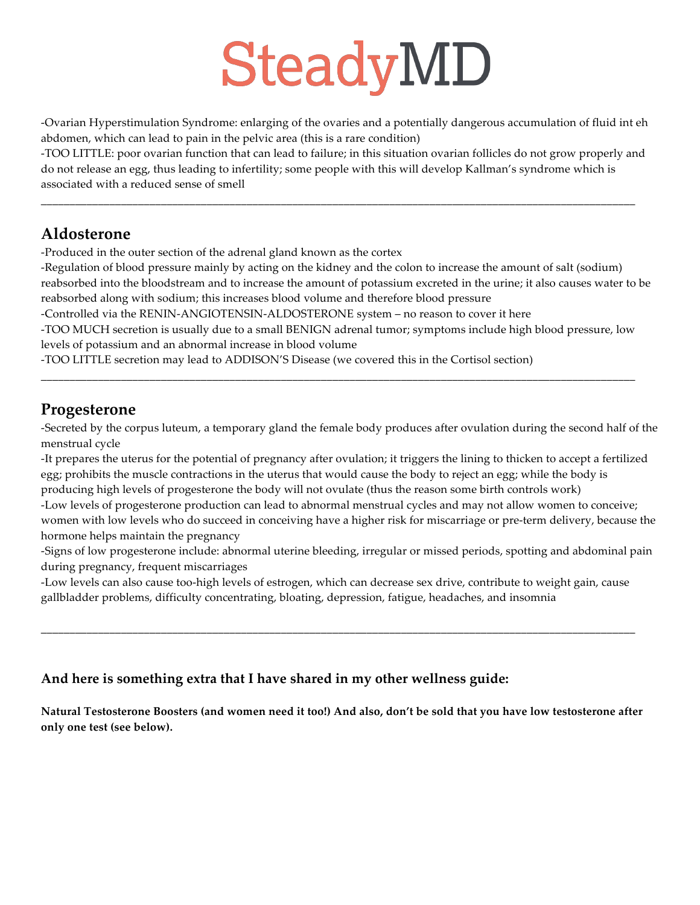-Ovarian Hyperstimulation Syndrome: enlarging of the ovaries and a potentially dangerous accumulation of fluid int eh abdomen, which can lead to pain in the pelvic area (this is a rare condition)

-TOO LITTLE: poor ovarian function that can lead to failure; in this situation ovarian follicles do not grow properly and do not release an egg, thus leading to infertility; some people with this will develop Kallman's syndrome which is associated with a reduced sense of smell

---

## Aldosterone

-Produced in the outer section of the adrenal gland known as the cortex

-Regulation of blood pressure mainly by acting on the kidney and the colon to increase the amount of salt (sodium) reabsorbed into the bloodstream and to increase the amount of potassium excreted in the urine; it also causes water to be reabsorbed along with sodium; this increases blood volume and therefore blood pressure

-Controlled via the RENIN-ANGIOTENSIN-ALDOSTERONE system – no reason to cover it here

-TOO MUCH secretion is usually due to a small BENIGN adrenal tumor; symptoms include high blood pressure, low levels of potassium and an abnormal increase in blood volume

-TOO LITTLE secretion may lead to ADDISON'S Disease (we covered this in the Cortisol section)

---

## Progesterone

-Secreted by the corpus luteum, a temporary gland the female body produces after ovulation during the second half of the menstrual cycle

-It prepares the uterus for the potential of pregnancy after ovulation; it triggers the lining to thicken to accept a fertilized egg; prohibits the muscle contractions in the uterus that would cause the body to reject an egg; while the body is producing high levels of progesterone the body will not ovulate (thus the reason some birth controls work)

-Low levels of progesterone production can lead to abnormal menstrual cycles and may not allow women to conceive; women with low levels who do succeed in conceiving have a higher risk for miscarriage or pre-term delivery, because the hormone helps maintain the pregnancy

-Signs of low progesterone include: abnormal uterine bleeding, irregular or missed periods, spotting and abdominal pain during pregnancy, frequent miscarriages

-Low levels can also cause too-high levels of estrogen, which can decrease sex drive, contribute to weight gain, cause gallbladder problems, difficulty concentrating, bloating, depression, fatigue, headaches, and insomnia

---

### And here is something extra that I have shared in my other wellness guide:

**Natural Testosterone Boosters (and women need it too!) And also, don't be sold that you have low testosterone after only one test (see below).**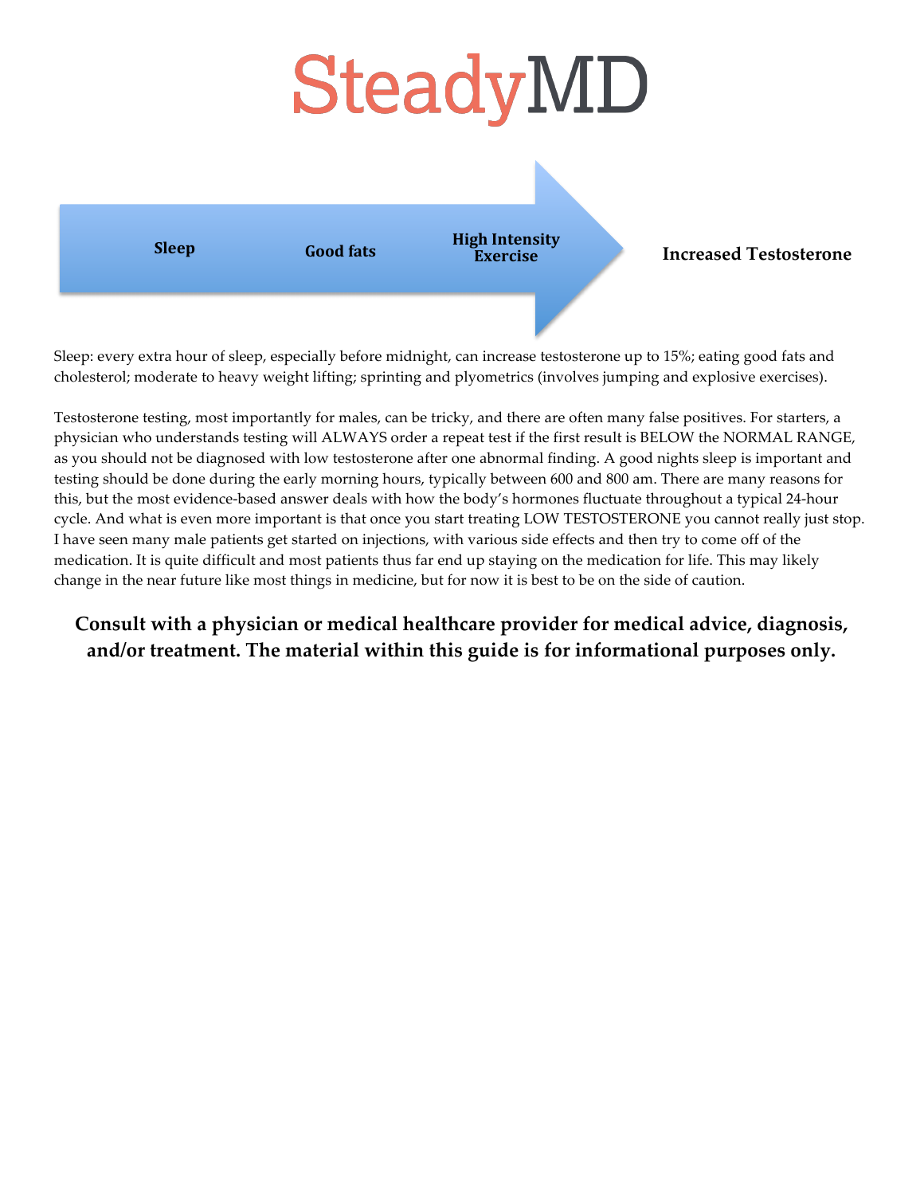# SteadyMD

Sleep

Good fats

High Intensity Exercise

Increased Testosterone

Sleep: every extra hour of sleep, especially before midnight, can increase testosterone up to 15%; eating good fats and cholesterol; moderate to heavy weight lifting; sprinting and plyometrics (involves jumping and explosive exercises).

Testosterone testing, most importantly for males, can be tricky, and there are often many false positives. For starters, a physician who understands testing will ALWAYS order a repeat test if the first result is BELOW the NORMAL RANGE, as you should not be diagnosed with low testosterone after one abnormal finding. A good nights sleep is important and testing should be done during the early morning hours, typically between 600 and 800 am. There are many reasons for this, but the most evidence-based answer deals with how the body's hormones fluctuate throughout a typical 24-hour cycle. And what is even more important is that once you start treating LOW TESTOSTERONE you cannot really just stop. I have seen many male patients get started on injections, with various side effects and then try to come off of the medication. It is quite difficult and most patients thus far end up staying on the medication for life. This may likely change in the near future like most things in medicine, but for now it is best to be on the side of caution.

**Consult with a physician or medical healthcare provider for medical advice, diagnosis, and/or treatment. The material within this guide is for informational purposes only.**